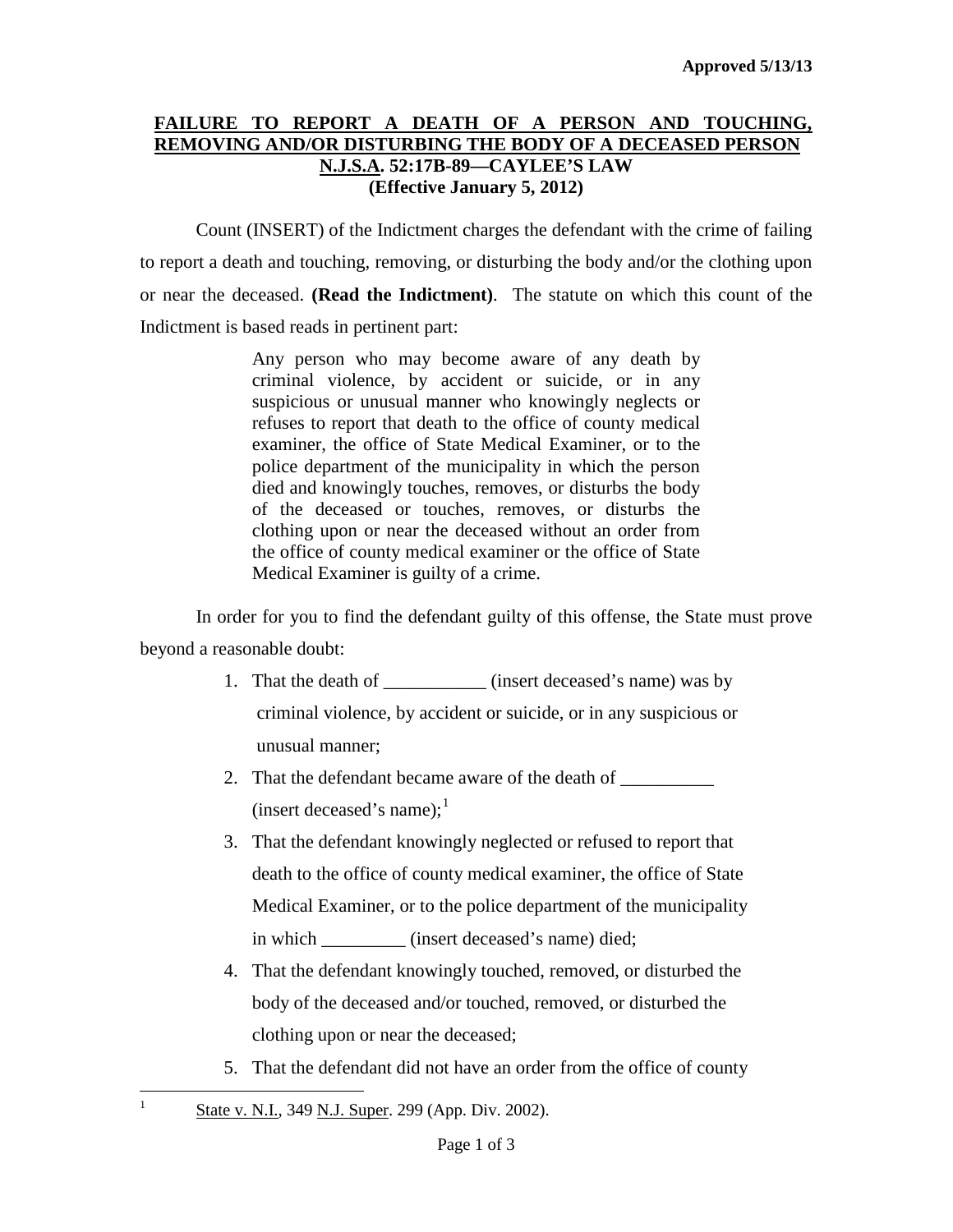**Approved 5/13/13**

# FAILURE TO REPORT A DEATH OF A PERSON AND TOUCHING, REMOVING AND/OR DISTURBING THE BODY OF A DECEASED PERSON

## N.J.S.A. 52:17B-89—CAYLEE'S LAW

## (Effective January 5, 2012)

Count (INSERT) of the Indictment charges the defendant with the crime of failing to report a death and touching, removing, or disturbing the body and/or the clothing upon or near the deceased. **(Read the Indictment)**. The statute on which this count of the Indictment is based reads in pertinent part:

> Any person who may become aware of any death by criminal violence, by accident or suicide, or in any suspicious or unusual manner who knowingly neglects or refuses to report that death to the office of county medical examiner, the office of State Medical Examiner, or to the police department of the municipality in which the person died and knowingly touches, removes, or disturbs the body of the deceased or touches, removes, or disturbs the clothing upon or near the deceased without an order from the office of county medical examiner or the office of State Medical Examiner is guilty of a crime.

In order for you to find the defendant guilty of this offense, the State must prove beyond a reasonable doubt:

1. That the death of ___________ (insert deceased's name) was by criminal violence, by accident or suicide, or in any suspicious or unusual manner;
2. That the defendant became aware of the death of __________ (insert deceased's name);[1]
3. That the defendant knowingly neglected or refused to report that death to the office of county medical examiner, the office of State Medical Examiner, or to the police department of the municipality in which _________ (insert deceased's name) died;
4. That the defendant knowingly touched, removed, or disturbed the body of the deceased and/or touched, removed, or disturbed the clothing upon or near the deceased;
5. That the defendant did not have an order from the office of county

---

[1] State v. N.I., 349 N.J. Super. 299 (App. Div. 2002).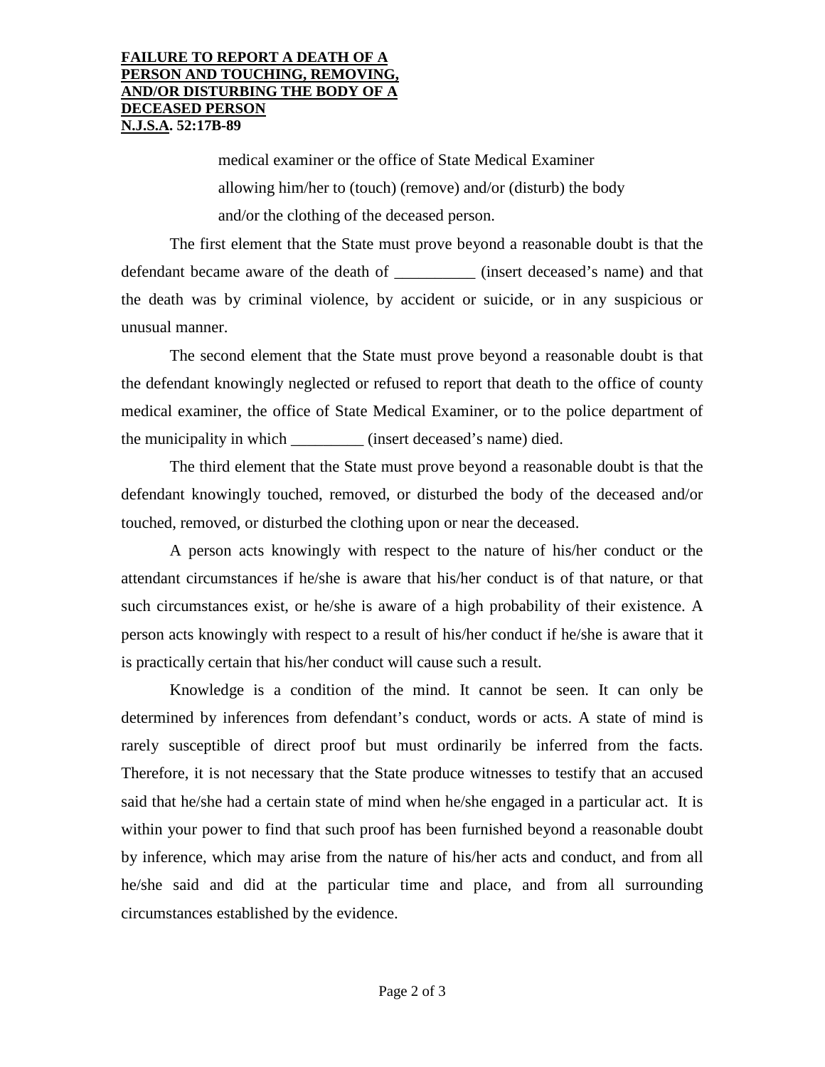medical examiner or the office of State Medical Examiner allowing him/her to (touch) (remove) and/or (disturb) the body and/or the clothing of the deceased person.

The first element that the State must prove beyond a reasonable doubt is that the defendant became aware of the death of __________ (insert deceased's name) and that the death was by criminal violence, by accident or suicide, or in any suspicious or unusual manner.

The second element that the State must prove beyond a reasonable doubt is that the defendant knowingly neglected or refused to report that death to the office of county medical examiner, the office of State Medical Examiner, or to the police department of the municipality in which _________ (insert deceased's name) died.

The third element that the State must prove beyond a reasonable doubt is that the defendant knowingly touched, removed, or disturbed the body of the deceased and/or touched, removed, or disturbed the clothing upon or near the deceased.

A person acts knowingly with respect to the nature of his/her conduct or the attendant circumstances if he/she is aware that his/her conduct is of that nature, or that such circumstances exist, or he/she is aware of a high probability of their existence. A person acts knowingly with respect to a result of his/her conduct if he/she is aware that it is practically certain that his/her conduct will cause such a result.

Knowledge is a condition of the mind. It cannot be seen. It can only be determined by inferences from defendant's conduct, words or acts. A state of mind is rarely susceptible of direct proof but must ordinarily be inferred from the facts. Therefore, it is not necessary that the State produce witnesses to testify that an accused said that he/she had a certain state of mind when he/she engaged in a particular act. It is within your power to find that such proof has been furnished beyond a reasonable doubt by inference, which may arise from the nature of his/her acts and conduct, and from all he/she said and did at the particular time and place, and from all surrounding circumstances established by the evidence.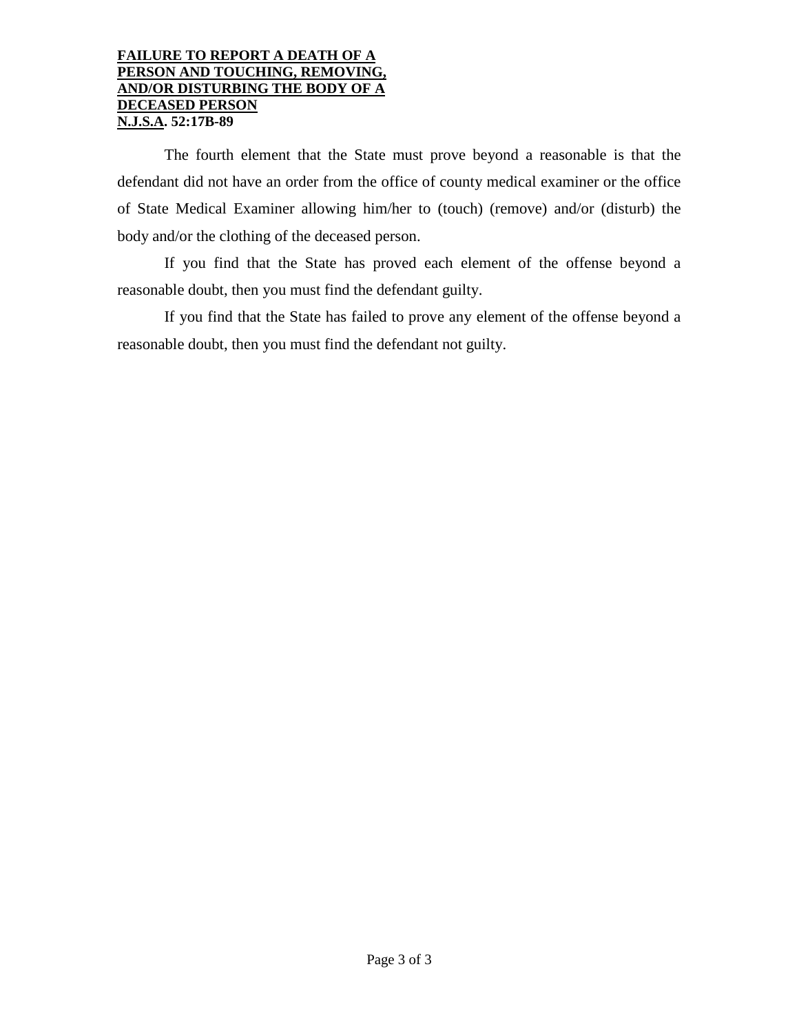The fourth element that the State must prove beyond a reasonable is that the defendant did not have an order from the office of county medical examiner or the office of State Medical Examiner allowing him/her to (touch) (remove) and/or (disturb) the body and/or the clothing of the deceased person.

If you find that the State has proved each element of the offense beyond a reasonable doubt, then you must find the defendant guilty.

If you find that the State has failed to prove any element of the offense beyond a reasonable doubt, then you must find the defendant not guilty.